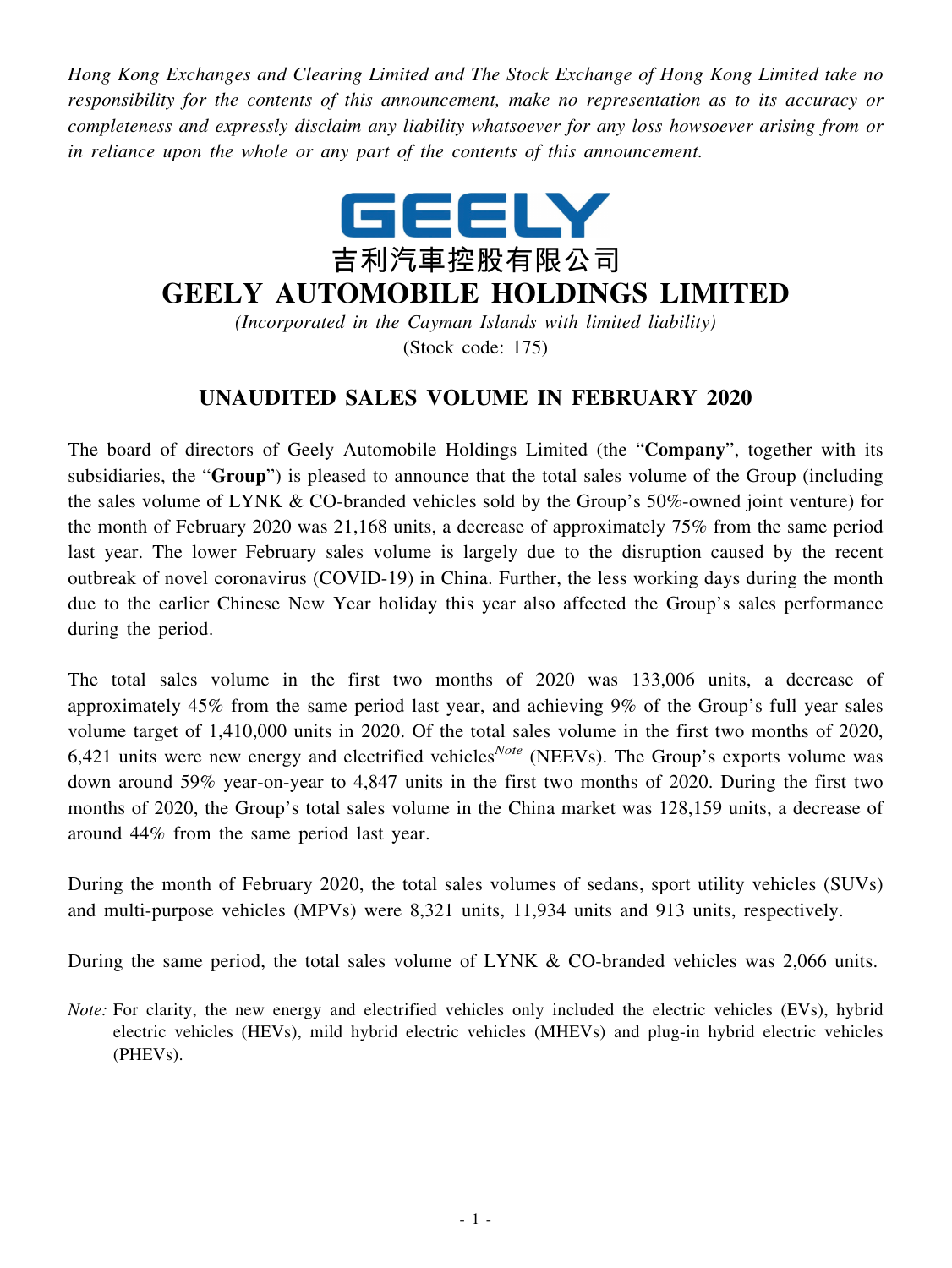*Hong Kong Exchanges and Clearing Limited and The Stock Exchange of Hong Kong Limited take no responsibility for the contents of this announcement, make no representation as to its accuracy or completeness and expressly disclaim any liability whatsoever for any loss howsoever arising from or in reliance upon the whole or any part of the contents of this announcement.*

GEELY

吉利汽車控股有限公司

# GEELY AUTOMOBILE HOLDINGS LIMITED

*(Incorporated in the Cayman Islands with limited liability)*

(Stock code: 175)

## UNAUDITED SALES VOLUME IN FEBRUARY 2020

The board of directors of Geely Automobile Holdings Limited (the "**Company**", together with its subsidiaries, the "**Group**") is pleased to announce that the total sales volume of the Group (including the sales volume of LYNK & CO-branded vehicles sold by the Group's 50%-owned joint venture) for the month of February 2020 was 21,168 units, a decrease of approximately 75% from the same period last year. The lower February sales volume is largely due to the disruption caused by the recent outbreak of novel coronavirus (COVID-19) in China. Further, the less working days during the month due to the earlier Chinese New Year holiday this year also affected the Group's sales performance during the period.

The total sales volume in the first two months of 2020 was 133,006 units, a decrease of approximately 45% from the same period last year, and achieving 9% of the Group's full year sales volume target of 1,410,000 units in 2020. Of the total sales volume in the first two months of 2020, 6,421 units were new energy and electrified vehicles[*Note*] (NEEVs). The Group's exports volume was down around 59% year-on-year to 4,847 units in the first two months of 2020. During the first two months of 2020, the Group's total sales volume in the China market was 128,159 units, a decrease of around 44% from the same period last year.

During the month of February 2020, the total sales volumes of sedans, sport utility vehicles (SUVs) and multi-purpose vehicles (MPVs) were 8,321 units, 11,934 units and 913 units, respectively.

During the same period, the total sales volume of LYNK & CO-branded vehicles was 2,066 units.

*Note:* For clarity, the new energy and electrified vehicles only included the electric vehicles (EVs), hybrid electric vehicles (HEVs), mild hybrid electric vehicles (MHEVs) and plug-in hybrid electric vehicles (PHEVs).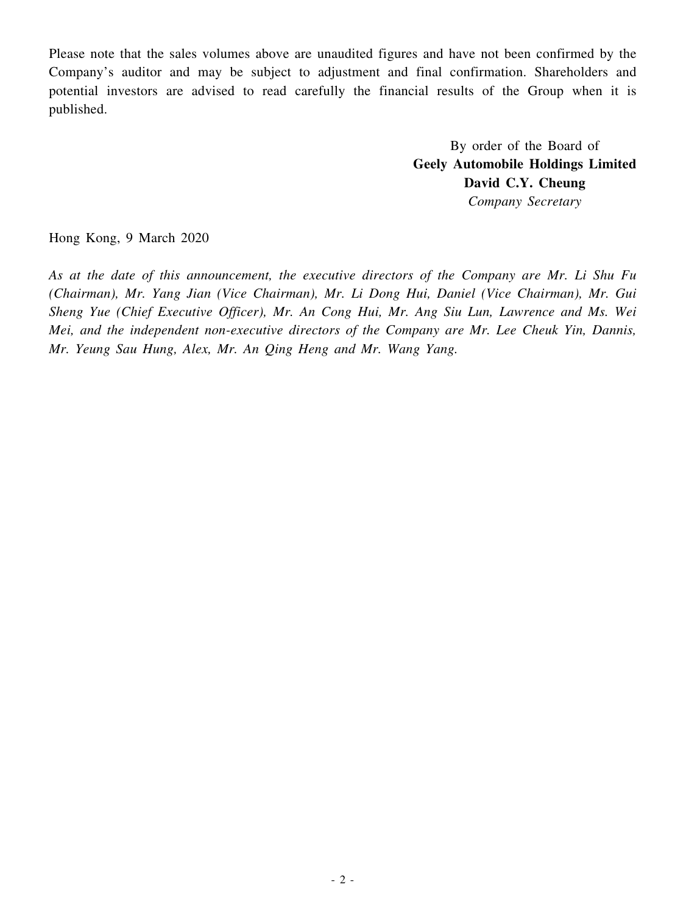Please note that the sales volumes above are unaudited figures and have not been confirmed by the Company's auditor and may be subject to adjustment and final confirmation. Shareholders and potential investors are advised to read carefully the financial results of the Group when it is published.

By order of the Board of
**Geely Automobile Holdings Limited**
**David C.Y. Cheung**
*Company Secretary*

Hong Kong, 9 March 2020

*As at the date of this announcement, the executive directors of the Company are Mr. Li Shu Fu (Chairman), Mr. Yang Jian (Vice Chairman), Mr. Li Dong Hui, Daniel (Vice Chairman), Mr. Gui Sheng Yue (Chief Executive Officer), Mr. An Cong Hui, Mr. Ang Siu Lun, Lawrence and Ms. Wei Mei, and the independent non-executive directors of the Company are Mr. Lee Cheuk Yin, Dannis, Mr. Yeung Sau Hung, Alex, Mr. An Qing Heng and Mr. Wang Yang.*